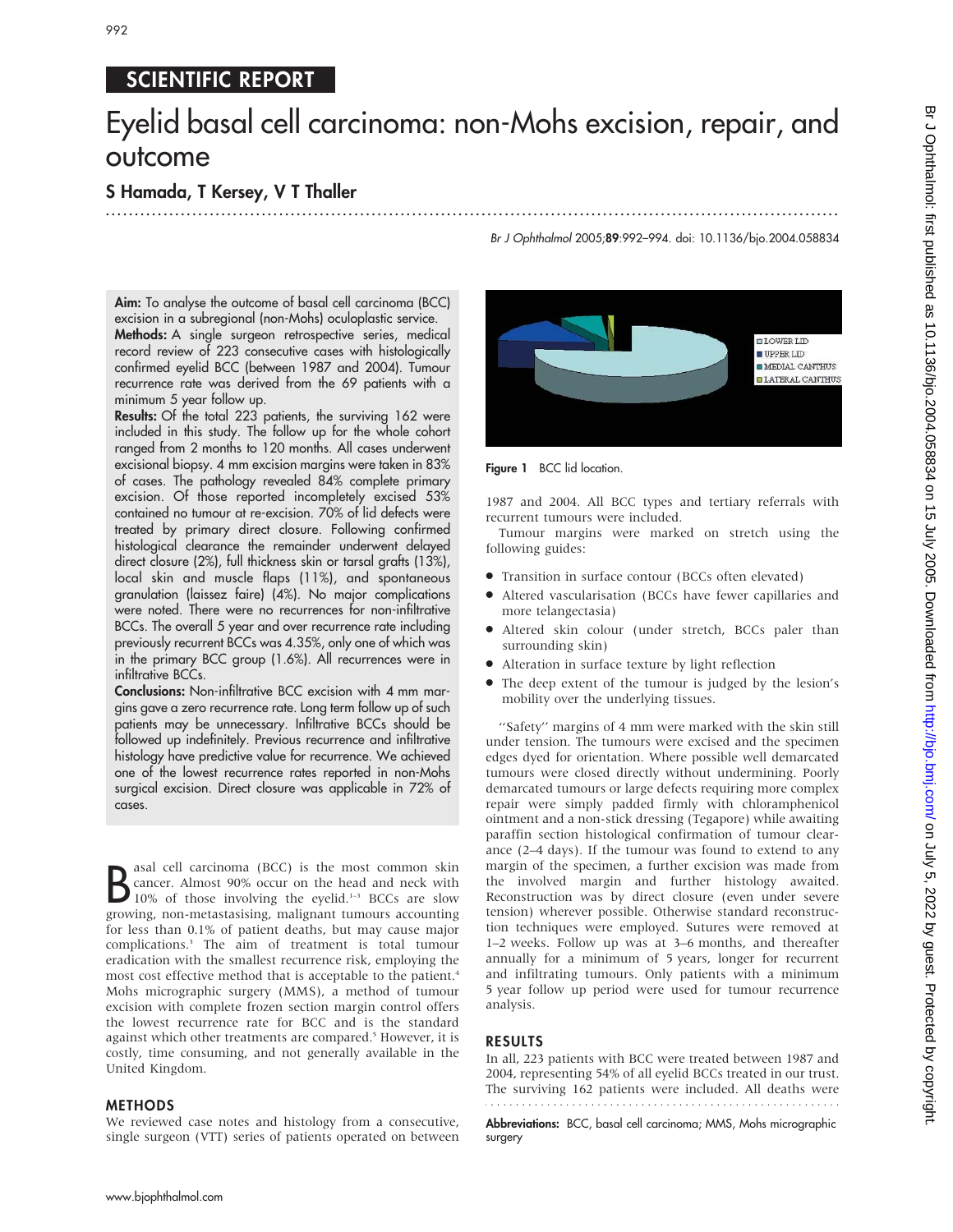## SCIENTIFIC REPORT

# Eyelid basal cell carcinoma: non-Mohs excision, repair, and outcome

**S Hamada, T Kersey, V T Thaller**

**Aim:** To analyse the outcome of basal cell carcinoma (BCC) excision in a subregional (non-Mohs) oculoplastic service.

**Methods:** A single surgeon retrospective series, medical record review of 223 consecutive cases with histologically confirmed eyelid BCC (between 1987 and 2004). Tumour recurrence rate was derived from the 69 patients with a minimum 5 year follow up.

**Results:** Of the total 223 patients, the surviving 162 were included in this study. The follow up for the whole cohort ranged from 2 months to 120 months. All cases underwent excisional biopsy. 4 mm excision margins were taken in 83% of cases. The pathology revealed 84% complete primary excision. Of those reported incompletely excised 53% contained no tumour at re-excision. 70% of lid defects were treated by primary direct closure. Following confirmed histological clearance the remainder underwent delayed direct closure (2%), full thickness skin or tarsal grafts (13%), local skin and muscle flaps (11%), and spontaneous granulation (laissez faire) (4%). No major complications were noted. There were no recurrences for non-infiltrative BCCs. The overall 5 year and over recurrence rate including previously recurrent BCCs was 4.35%, only one of which was in the primary BCC group (1.6%). All recurrences were in infiltrative BCCs.

**Conclusions:** Non-infiltrative BCC excision with 4 mm margins gave a zero recurrence rate. Long term follow up of such patients may be unnecessary. Infiltrative BCCs should be followed up indefinitely. Previous recurrence and infiltrative histology have predictive value for recurrence. We achieved one of the lowest recurrence rates reported in non-Mohs surgical excision. Direct closure was applicable in 72% of cases.

Basal cell carcinoma (BCC) is the most common skin cancer. Almost 90% occur on the head and neck with 10% of those involving the eyelid.[1–3] BCCs are slow growing, non-metastasising, malignant tumours accounting for less than 0.1% of patient deaths, but may cause major complications.[3] The aim of treatment is total tumour eradication with the smallest recurrence risk, employing the most cost effective method that is acceptable to the patient.[4] Mohs micrographic surgery (MMS), a method of tumour excision with complete frozen section margin control offers the lowest recurrence rate for BCC and is the standard against which other treatments are compared.[5] However, it is costly, time consuming, and not generally available in the United Kingdom.

## METHODS

We reviewed case notes and histology from a consecutive, single surgeon (VTT) series of patients operated on between 1987 and 2004. All BCC types and tertiary referrals with recurrent tumours were included.

Tumour margins were marked on stretch using the following guides:

- Transition in surface contour (BCCs often elevated)
- Altered vascularisation (BCCs have fewer capillaries and more telangectasia)
- Altered skin colour (under stretch, BCCs paler than surrounding skin)
- Alteration in surface texture by light reflection
- The deep extent of the tumour is judged by the lesion's mobility over the underlying tissues.

"Safety" margins of 4 mm were marked with the skin still under tension. The tumours were excised and the specimen edges dyed for orientation. Where possible well demarcated tumours were closed directly without undermining. Poorly demarcated tumours or large defects requiring more complex repair were simply padded firmly with chloramphenicol ointment and a non-stick dressing (Tegapore) while awaiting paraffin section histological confirmation of tumour clearance (2–4 days). If the tumour was found to extend to any margin of the specimen, a further excision was made from the involved margin and further histology awaited. Reconstruction was by direct closure (even under severe tension) wherever possible. Otherwise standard reconstruction techniques were employed. Sutures were removed at 1–2 weeks. Follow up was at 3–6 months, and thereafter annually for a minimum of 5 years, longer for recurrent and infiltrating tumours. Only patients with a minimum 5 year follow up period were used for tumour recurrence analysis.

Figure 1 BCC lid location.

## RESULTS

In all, 223 patients with BCC were treated between 1987 and 2004, representing 54% of all eyelid BCCs treated in our trust. The surviving 162 patients were included. All deaths were

**Abbreviations:** BCC, basal cell carcinoma; MMS, Mohs micrographic surgery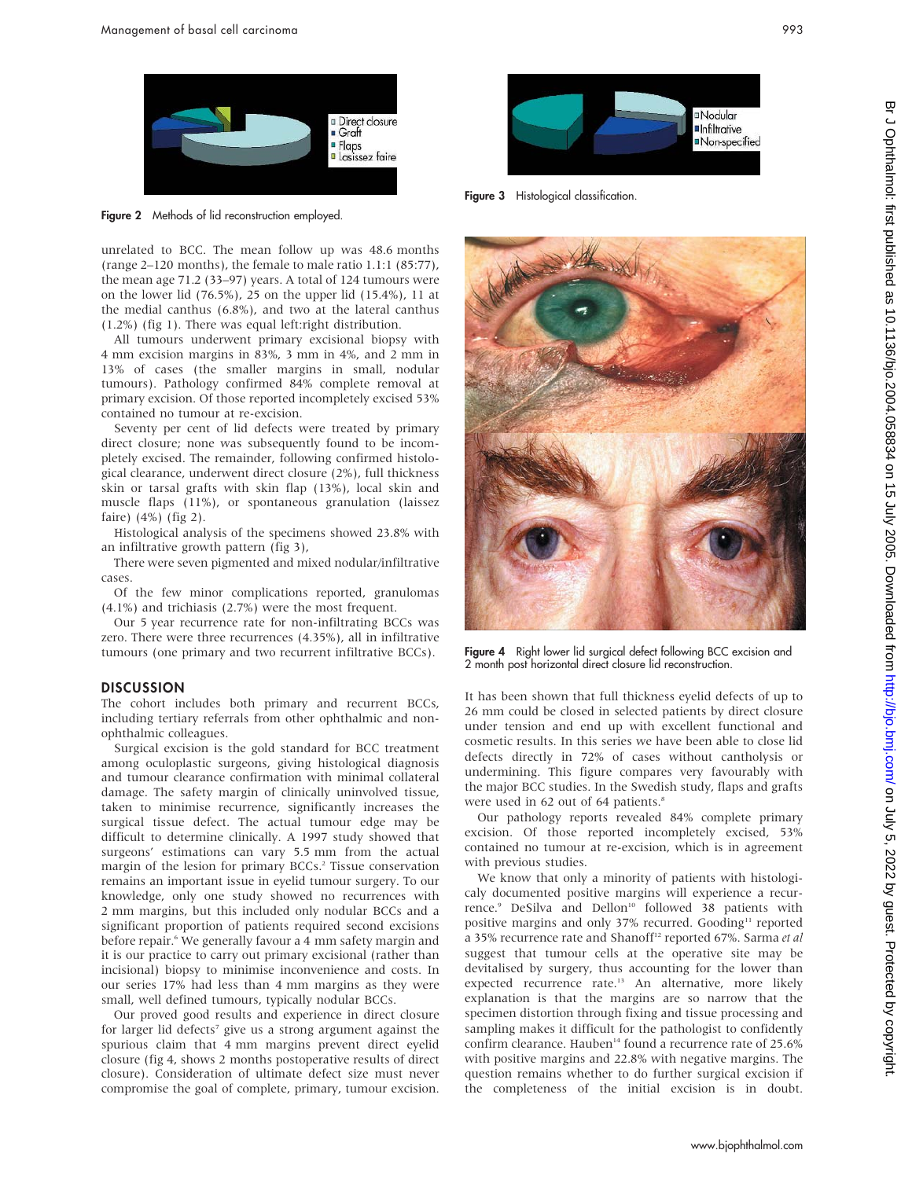Figure 2 Methods of lid reconstruction employed.

unrelated to BCC. The mean follow up was 48.6 months (range 2–120 months), the female to male ratio 1.1:1 (85:77), the mean age 71.2 (33–97) years. A total of 124 tumours were on the lower lid (76.5%), 25 on the upper lid (15.4%), 11 at the medial canthus (6.8%), and two at the lateral canthus (1.2%) (fig 1). There was equal left:right distribution.

All tumours underwent primary excisional biopsy with 4 mm excision margins in 83%, 3 mm in 4%, and 2 mm in 13% of cases (the smaller margins in small, nodular tumours). Pathology confirmed 84% complete removal at primary excision. Of those reported incompletely excised 53% contained no tumour at re-excision.

Seventy per cent of lid defects were treated by primary direct closure; none was subsequently found to be incompletely excised. The remainder, following confirmed histological clearance, underwent direct closure (2%), full thickness skin or tarsal grafts with skin flap (13%), local skin and muscle flaps (11%), or spontaneous granulation (laissez faire) (4%) (fig 2).

Histological analysis of the specimens showed 23.8% with an infiltrative growth pattern (fig 3),

There were seven pigmented and mixed nodular/infiltrative cases.

Of the few minor complications reported, granulomas (4.1%) and trichiasis (2.7%) were the most frequent.

Our 5 year recurrence rate for non-infiltrating BCCs was zero. There were three recurrences (4.35%), all in infiltrative tumours (one primary and two recurrent infiltrative BCCs).

## DISCUSSION

The cohort includes both primary and recurrent BCCs, including tertiary referrals from other ophthalmic and non-ophthalmic colleagues.

Surgical excision is the gold standard for BCC treatment among oculoplastic surgeons, giving histological diagnosis and tumour clearance confirmation with minimal collateral damage. The safety margin of clinically uninvolved tissue, taken to minimise recurrence, significantly increases the surgical tissue defect. The actual tumour edge may be difficult to determine clinically. A 1997 study showed that surgeons' estimations can vary 5.5 mm from the actual margin of the lesion for primary BCCs.[2] Tissue conservation remains an important issue in eyelid tumour surgery. To our knowledge, only one study showed no recurrences with 2 mm margins, but this included only nodular BCCs and a significant proportion of patients required second excisions before repair.[6] We generally favour a 4 mm safety margin and it is our practice to carry out primary excisional (rather than incisional) biopsy to minimise inconvenience and costs. In our series 17% had less than 4 mm margins as they were small, well defined tumours, typically nodular BCCs.

Our proved good results and experience in direct closure for larger lid defects[7] give us a strong argument against the spurious claim that 4 mm margins prevent direct eyelid closure (fig 4, shows 2 months postoperative results of direct closure). Consideration of ultimate defect size must never compromise the goal of complete, primary, tumour excision.

Figure 3 Histological classification.

Figure 4 Right lower lid surgical defect following BCC excision and 2 month post horizontal direct closure lid reconstruction.

It has been shown that full thickness eyelid defects of up to 26 mm could be closed in selected patients by direct closure under tension and end up with excellent functional and cosmetic results. In this series we have been able to close lid defects directly in 72% of cases without cantholysis or undermining. This figure compares very favourably with the major BCC studies. In the Swedish study, flaps and grafts were used in 62 out of 64 patients.[8]

Our pathology reports revealed 84% complete primary excision. Of those reported incompletely excised, 53% contained no tumour at re-excision, which is in agreement with previous studies.

We know that only a minority of patients with histologicaly documented positive margins will experience a recurrence.[9] DeSilva and Dellon[10] followed 38 patients with positive margins and only 37% recurred. Gooding[11] reported a 35% recurrence rate and Shanoff[12] reported 67%. Sarma *et al* suggest that tumour cells at the operative site may be devitalised by surgery, thus accounting for the lower than expected recurrence rate.[13] An alternative, more likely explanation is that the margins are so narrow that the specimen distortion through fixing and tissue processing and sampling makes it difficult for the pathologist to confidently confirm clearance. Hauben[14] found a recurrence rate of 25.6% with positive margins and 22.8% with negative margins. The question remains whether to do further surgical excision if the completeness of the initial excision is in doubt.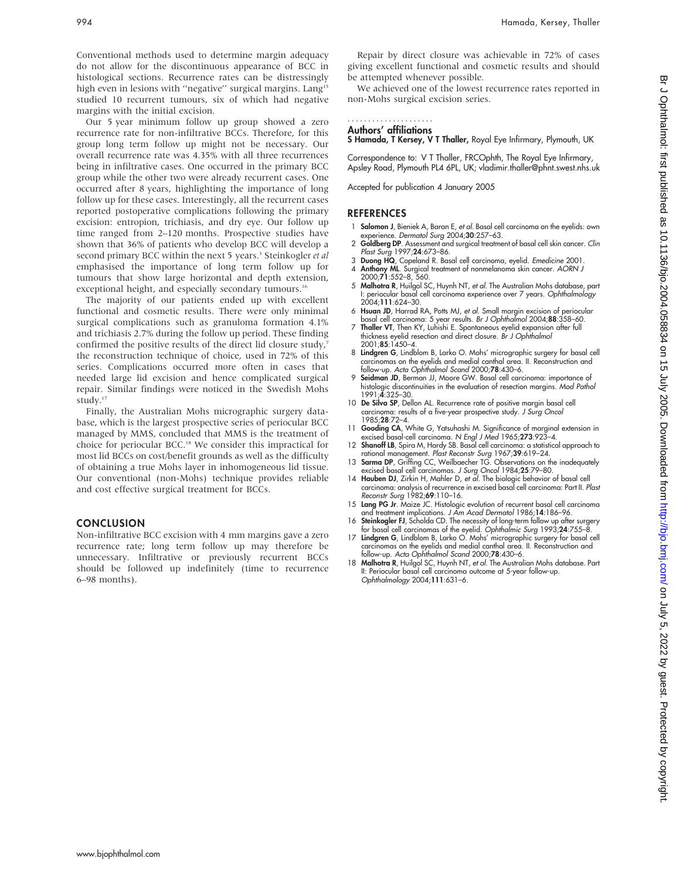Conventional methods used to determine margin adequacy do not allow for the discontinuous appearance of BCC in histological sections. Recurrence rates can be distressingly high even in lesions with "negative" surgical margins. Lang[15] studied 10 recurrent tumours, six of which had negative margins with the initial excision.

Our 5 year minimum follow up group showed a zero recurrence rate for non-infiltrative BCCs. Therefore, for this group long term follow up might not be necessary. Our overall recurrence rate was 4.35% with all three recurrences being in infiltrative cases. One occurred in the primary BCC group while the other two were already recurrent cases. One occurred after 8 years, highlighting the importance of long follow up for these cases. Interestingly, all the recurrent cases reported postoperative complications following the primary excision: entropion, trichiasis, and dry eye. Our follow up time ranged from 2–120 months. Prospective studies have shown that 36% of patients who develop BCC will develop a second primary BCC within the next 5 years.[3] Steinkogler *et al* emphasised the importance of long term follow up for tumours that show large horizontal and depth extension, exceptional height, and especially secondary tumours.[16]

The majority of our patients ended up with excellent functional and cosmetic results. There were only minimal surgical complications such as granuloma formation 4.1% and trichiasis 2.7% during the follow up period. These finding confirmed the positive results of the direct lid closure study,[7] the reconstruction technique of choice, used in 72% of this series. Complications occurred more often in cases that needed large lid excision and hence complicated surgical repair. Similar findings were noticed in the Swedish Mohs study.[17]

Finally, the Australian Mohs micrographic surgery database, which is the largest prospective series of periocular BCC managed by MMS, concluded that MMS is the treatment of choice for periocular BCC.[18] We consider this impractical for most lid BCCs on cost/benefit grounds as well as the difficulty of obtaining a true Mohs layer in inhomogeneous lid tissue. Our conventional (non-Mohs) technique provides reliable and cost effective surgical treatment for BCCs.

## CONCLUSION

Non-infiltrative BCC excision with 4 mm margins gave a zero recurrence rate; long term follow up may therefore be unnecessary. Infiltrative or previously recurrent BCCs should be followed up indefinitely (time to recurrence 6–98 months).

Repair by direct closure was achievable in 72% of cases giving excellent functional and cosmetic results and should be attempted whenever possible.

We achieved one of the lowest recurrence rates reported in non-Mohs surgical excision series.

### Authors' affiliations

**S Hamada, T Kersey, V T Thaller,** Royal Eye Infirmary, Plymouth, UK

Correspondence to: V T Thaller, FRCOphth, The Royal Eye Infirmary, Apsley Road, Plymouth PL4 6PL, UK; vladimir.thaller@phnt.swest.nhs.uk

Accepted for publication 4 January 2005

## REFERENCES

1. **Salomon J**, Bieniek A, Baran E, *et al*. Basal cell carcinoma on the eyelids: own experience. *Dermatol Surg* 2004;**30**:257–63.
2. **Goldberg DP**. Assessment and surgical treatment of basal cell skin cancer. *Clin Plast Surg* 1997;**24**:673–86.
3. **Duong HQ**, Copeland R. Basal cell carcinoma, eyelid. *Emedicine* 2001.
4. **Anthony ML**. Surgical treatment of nonmelanoma skin cancer. *AORN J* 2000;**71**:552–8, 560.
5. **Malhotra R**, Huilgol SC, Huynh NT, *et al*. The Australian Mohs database, part I: periocular basal cell carcinoma experience over 7 years. *Ophthalmology* 2004;**111**:624–30.
6. **Hsuan JD**, Harrad RA, Potts MJ, *et al*. Small margin excision of periocular basal cell carcinoma: 5 year results. *Br J Ophthalmol* 2004;**88**:358–60.
7. **Thaller VT**, Then KY, Luhishi E. Spontaneous eyelid expansion after full thickness eyelid resection and direct closure. *Br J Ophthalmol* 2001;**85**:1450–4.
8. **Lindgren G**, Lindblom B, Larko O. Mohs' micrographic surgery for basal cell carcinomas on the eyelids and medial canthal area. II. Reconstruction and follow-up. *Acta Ophthalmol Scand* 2000;**78**:430–6.
9. **Seidman JD**, Berman JJ, Moore GW. Basal cell carcinoma: importance of histologic discontinuities in the evaluation of resection margins. *Mod Pathol* 1991;**4**:325–30.
10. **De Silva SP**, Dellon AL. Recurrence rate of positive margin basal cell carcinoma: results of a five-year prospective study. *J Surg Oncol* 1985;**28**:72–4.
11. **Gooding CA**, White G, Yatsuhashi M. Significance of marginal extension in excised basal-cell carcinoma. *N Engl J Med* 1965;**273**:923–4.
12. **Shanoff LB**, Spira M, Hardy SB. Basal cell carcinoma: a statistical approach to rational management. *Plast Reconstr Surg* 1967;**39**:619–24.
13. **Sarma DP**, Griffing CC, Weilbaecher TG. Observations on the inadequately excised basal cell carcinomas. *J Surg Oncol* 1984;**25**:79–80.
14. **Hauben DJ**, Zirkin H, Mahler D, *et al*. The biologic behavior of basal cell carcinoma: analysis of recurrence in excised basal cell carcinoma: Part II. *Plast Reconstr Surg* 1982;**69**:110–16.
15. **Lang PG Jr**. Maize JC. Histologic evolution of recurrent basal cell carcinoma and treatment implications. *J Am Acad Dermatol* 1986;**14**:186–96.
16. **Steinkogler FJ**, Scholda CD. The necessity of long-term follow up after surgery for basal cell carcinomas of the eyelid. *Ophthalmic Surg* 1993;**24**:755–8.
17. **Lindgren G**, Lindblom B, Larko O. Mohs' micrographic surgery for basal cell carcinomas on the eyelids and medial canthal area. II. Reconstruction and follow-up. *Acta Ophthalmol Scand* 2000;**78**:430–6.
18. **Malhotra R**, Huilgol SC, Huynh NT, *et al*. The Australian Mohs database. Part II: Periocular basal cell carcinoma outcome at 5-year follow-up. *Ophthalmology* 2004;**111**:631–6.